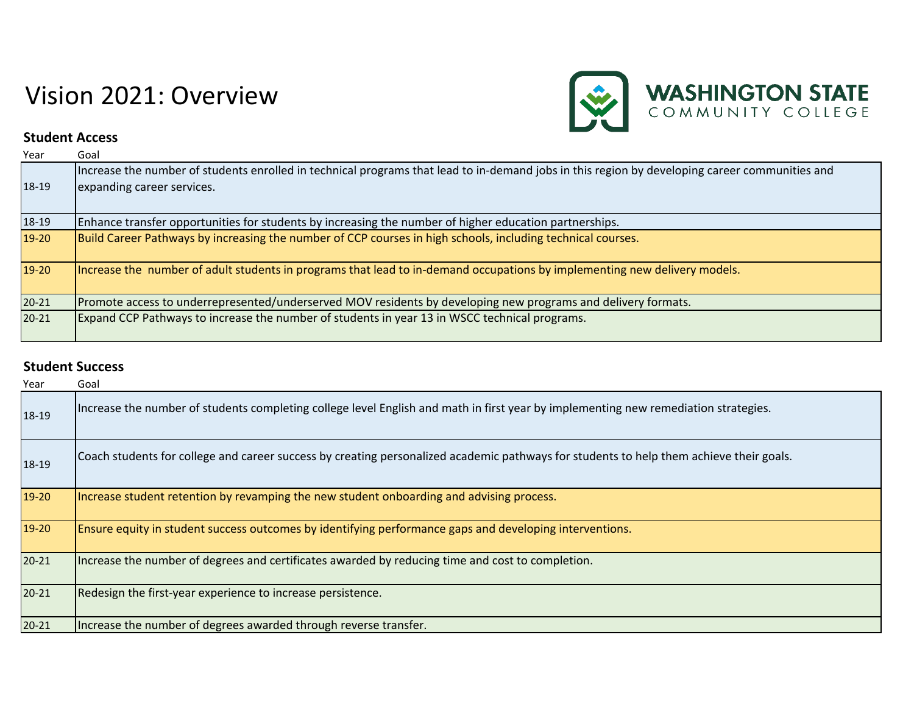# Vision 2021: Overview

WASHINGTON STATE COMMUNITY COLLEGE

## Student Access

| Year | Goal |
|---|---|
| 18-19 | Increase the number of students enrolled in technical programs that lead to in-demand jobs in this region by developing career communities and expanding career services. |
| 18-19 | Enhance transfer opportunities for students by increasing the number of higher education partnerships. |
| 19-20 | Build Career Pathways by increasing the number of CCP courses in high schools, including technical courses. |
| 19-20 | Increase the number of adult students in programs that lead to in-demand occupations by implementing new delivery models. |
| 20-21 | Promote access to underrepresented/underserved MOV residents by developing new programs and delivery formats. |
| 20-21 | Expand CCP Pathways to increase the number of students in year 13 in WSCC technical programs. |

## Student Success

| Year | Goal |
|---|---|
| 18-19 | Increase the number of students completing college level English and math in first year by implementing new remediation strategies. |
| 18-19 | Coach students for college and career success by creating personalized academic pathways for students to help them achieve their goals. |
| 19-20 | Increase student retention by revamping the new student onboarding and advising process. |
| 19-20 | Ensure equity in student success outcomes by identifying performance gaps and developing interventions. |
| 20-21 | Increase the number of degrees and certificates awarded by reducing time and cost to completion. |
| 20-21 | Redesign the first-year experience to increase persistence. |
| 20-21 | Increase the number of degrees awarded through reverse transfer. |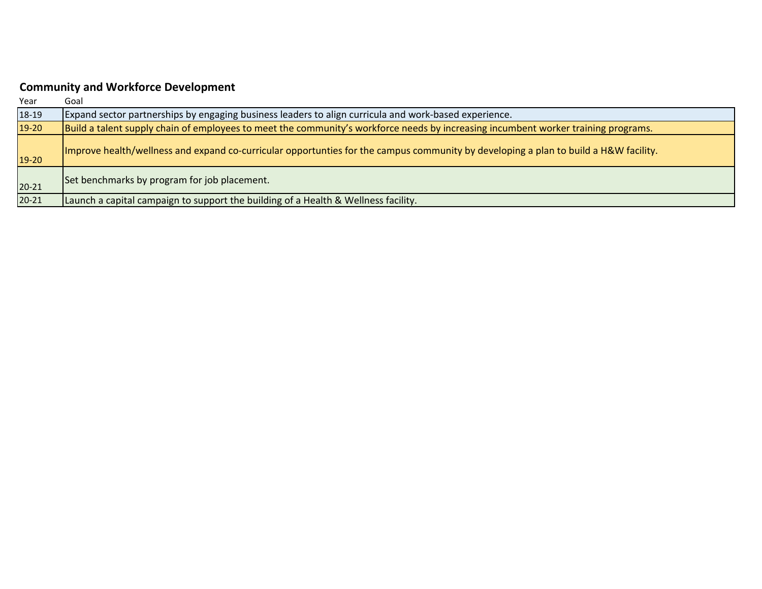## Community and Workforce Development

| Year | Goal |
|---|---|
| 18-19 | Expand sector partnerships by engaging business leaders to align curricula and work-based experience. |
| 19-20 | Build a talent supply chain of employees to meet the community's workforce needs by increasing incumbent worker training programs. |
| 19-20 | Improve health/wellness and expand co-curricular opportunties for the campus community by developing a plan to build a H&W facility. |
| 20-21 | Set benchmarks by program for job placement. |
| 20-21 | Launch a capital campaign to support the building of a Health & Wellness facility. |